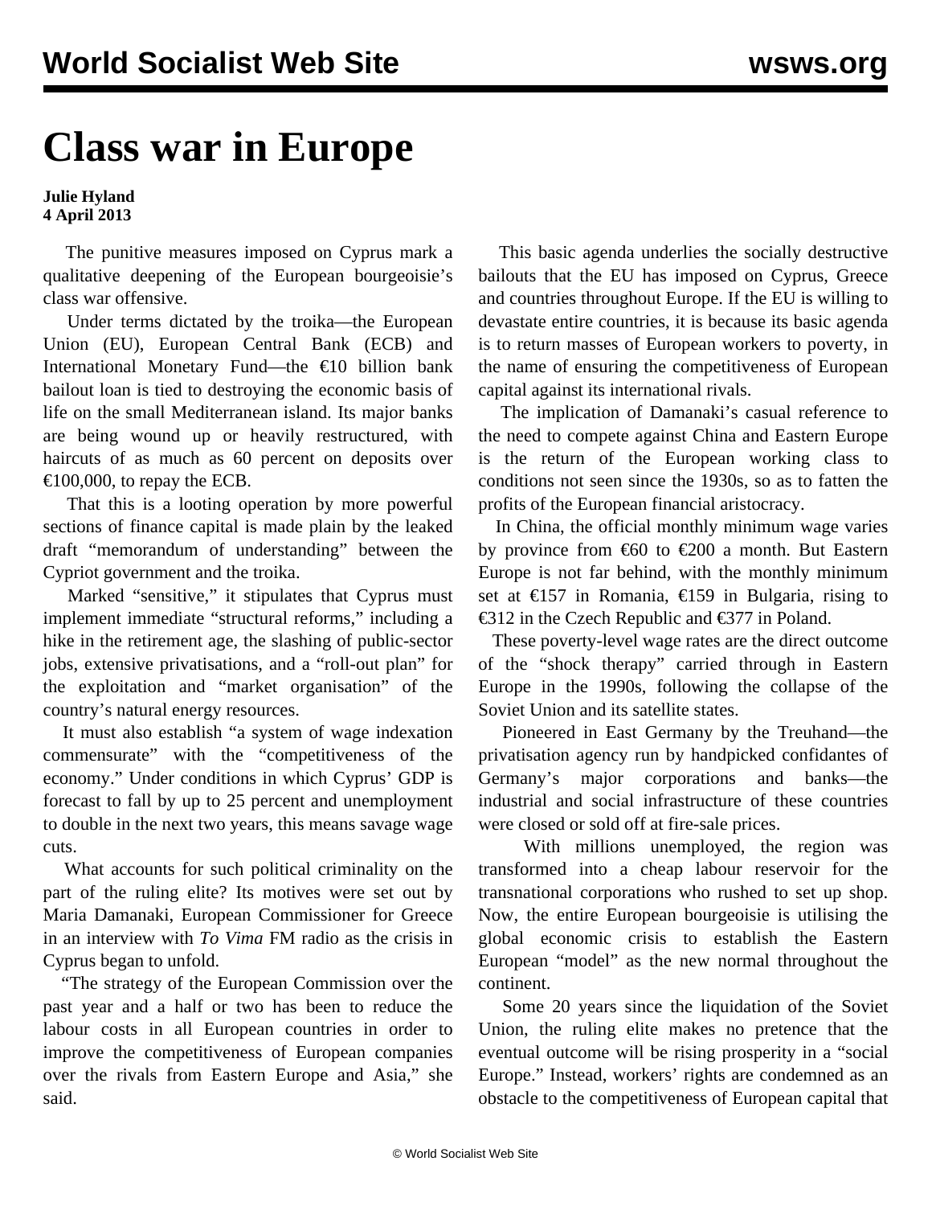# Class war in Europe

**Julie Hyland**
**4 April 2013**

The punitive measures imposed on Cyprus mark a qualitative deepening of the European bourgeoisie's class war offensive.

Under terms dictated by the troika—the European Union (EU), European Central Bank (ECB) and International Monetary Fund—the €10 billion bank bailout loan is tied to destroying the economic basis of life on the small Mediterranean island. Its major banks are being wound up or heavily restructured, with haircuts of as much as 60 percent on deposits over €100,000, to repay the ECB.

That this is a looting operation by more powerful sections of finance capital is made plain by the leaked draft "memorandum of understanding" between the Cypriot government and the troika.

Marked "sensitive," it stipulates that Cyprus must implement immediate "structural reforms," including a hike in the retirement age, the slashing of public-sector jobs, extensive privatisations, and a "roll-out plan" for the exploitation and "market organisation" of the country's natural energy resources.

It must also establish "a system of wage indexation commensurate" with the "competitiveness of the economy." Under conditions in which Cyprus' GDP is forecast to fall by up to 25 percent and unemployment to double in the next two years, this means savage wage cuts.

What accounts for such political criminality on the part of the ruling elite? Its motives were set out by Maria Damanaki, European Commissioner for Greece in an interview with *To Vima* FM radio as the crisis in Cyprus began to unfold.

"The strategy of the European Commission over the past year and a half or two has been to reduce the labour costs in all European countries in order to improve the competitiveness of European companies over the rivals from Eastern Europe and Asia," she said.

This basic agenda underlies the socially destructive bailouts that the EU has imposed on Cyprus, Greece and countries throughout Europe. If the EU is willing to devastate entire countries, it is because its basic agenda is to return masses of European workers to poverty, in the name of ensuring the competitiveness of European capital against its international rivals.

The implication of Damanaki's casual reference to the need to compete against China and Eastern Europe is the return of the European working class to conditions not seen since the 1930s, so as to fatten the profits of the European financial aristocracy.

In China, the official monthly minimum wage varies by province from €60 to €200 a month. But Eastern Europe is not far behind, with the monthly minimum set at €157 in Romania, €159 in Bulgaria, rising to €312 in the Czech Republic and €377 in Poland.

These poverty-level wage rates are the direct outcome of the "shock therapy" carried through in Eastern Europe in the 1990s, following the collapse of the Soviet Union and its satellite states.

Pioneered in East Germany by the Treuhand—the privatisation agency run by handpicked confidantes of Germany's major corporations and banks—the industrial and social infrastructure of these countries were closed or sold off at fire-sale prices.

With millions unemployed, the region was transformed into a cheap labour reservoir for the transnational corporations who rushed to set up shop. Now, the entire European bourgeoisie is utilising the global economic crisis to establish the Eastern European "model" as the new normal throughout the continent.

Some 20 years since the liquidation of the Soviet Union, the ruling elite makes no pretence that the eventual outcome will be rising prosperity in a "social Europe." Instead, workers' rights are condemned as an obstacle to the competitiveness of European capital that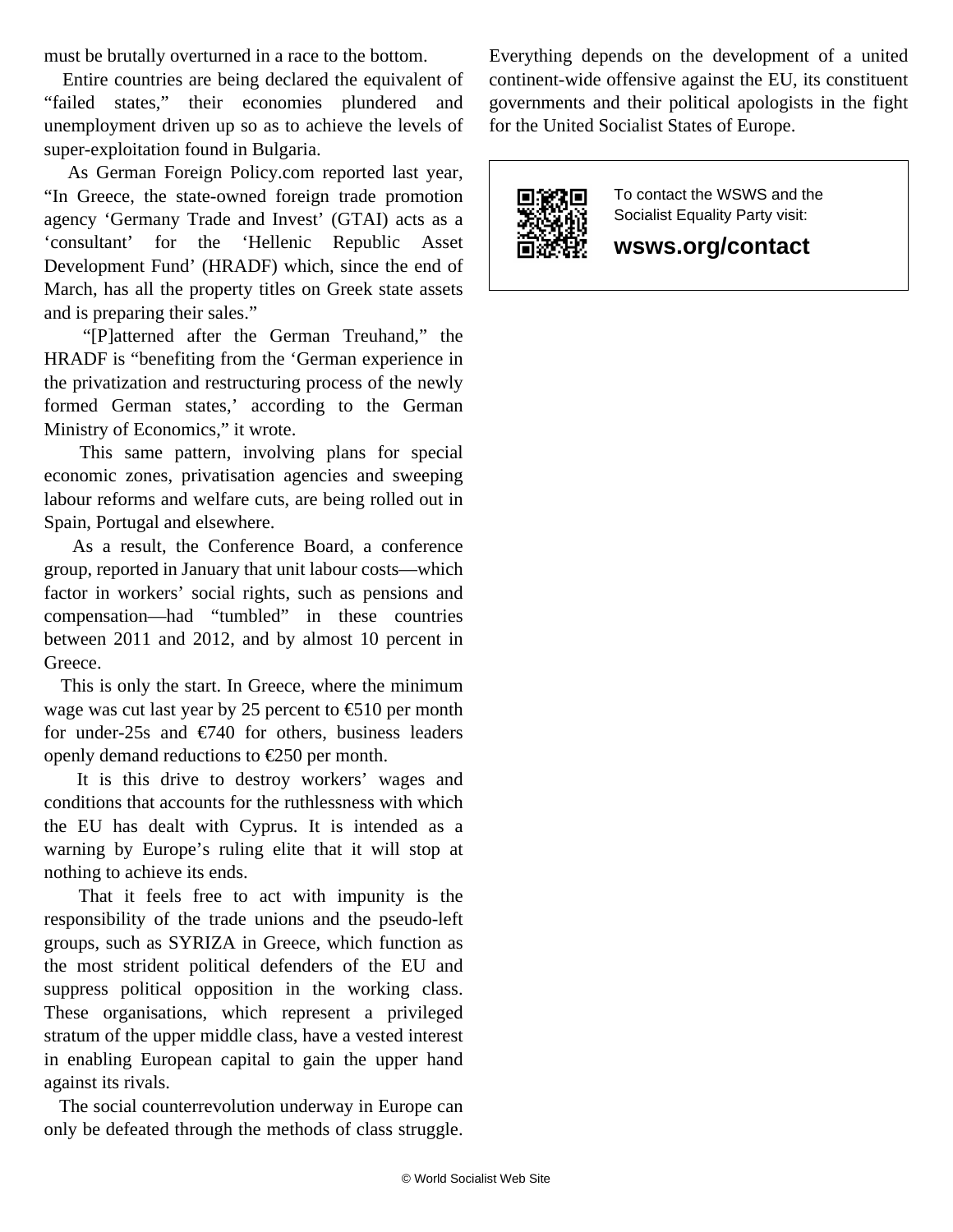must be brutally overturned in a race to the bottom.

Entire countries are being declared the equivalent of "failed states," their economies plundered and unemployment driven up so as to achieve the levels of super-exploitation found in Bulgaria.

As German Foreign Policy.com reported last year, "In Greece, the state-owned foreign trade promotion agency 'Germany Trade and Invest' (GTAI) acts as a 'consultant' for the 'Hellenic Republic Asset Development Fund' (HRADF) which, since the end of March, has all the property titles on Greek state assets and is preparing their sales."

"[P]atterned after the German Treuhand," the HRADF is "benefiting from the 'German experience in the privatization and restructuring process of the newly formed German states,' according to the German Ministry of Economics," it wrote.

This same pattern, involving plans for special economic zones, privatisation agencies and sweeping labour reforms and welfare cuts, are being rolled out in Spain, Portugal and elsewhere.

As a result, the Conference Board, a conference group, reported in January that unit labour costs—which factor in workers' social rights, such as pensions and compensation—had "tumbled" in these countries between 2011 and 2012, and by almost 10 percent in Greece.

This is only the start. In Greece, where the minimum wage was cut last year by 25 percent to €510 per month for under-25s and €740 for others, business leaders openly demand reductions to €250 per month.

It is this drive to destroy workers' wages and conditions that accounts for the ruthlessness with which the EU has dealt with Cyprus. It is intended as a warning by Europe's ruling elite that it will stop at nothing to achieve its ends.

That it feels free to act with impunity is the responsibility of the trade unions and the pseudo-left groups, such as SYRIZA in Greece, which function as the most strident political defenders of the EU and suppress political opposition in the working class. These organisations, which represent a privileged stratum of the upper middle class, have a vested interest in enabling European capital to gain the upper hand against its rivals.

The social counterrevolution underway in Europe can only be defeated through the methods of class struggle. Everything depends on the development of a united continent-wide offensive against the EU, its constituent governments and their political apologists in the fight for the United Socialist States of Europe.

To contact the WSWS and the Socialist Equality Party visit:

**wsws.org/contact**